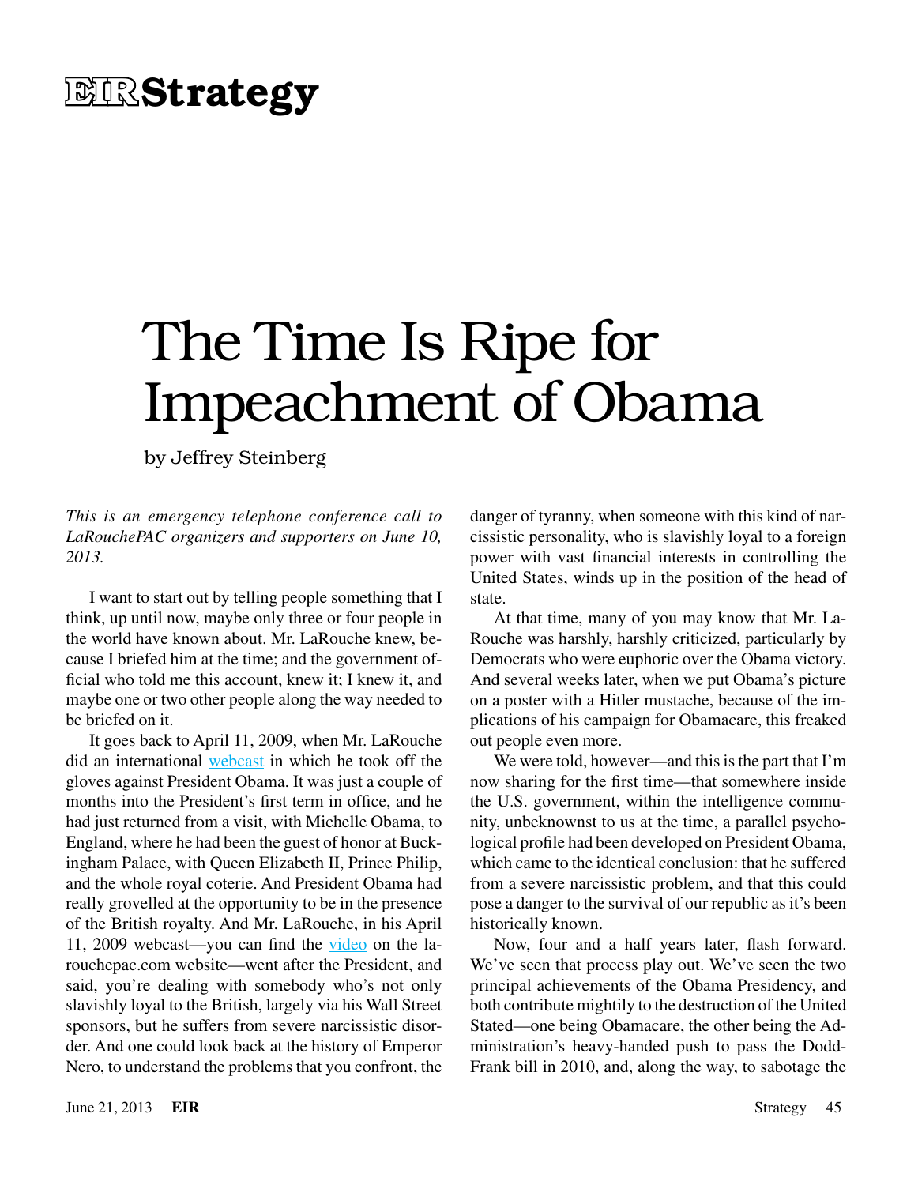# EIR Strategy

# The Time Is Ripe for Impeachment of Obama

by Jeffrey Steinberg

*This is an emergency telephone conference call to LaRouchePAC organizers and supporters on June 10, 2013.*

I want to start out by telling people something that I think, up until now, maybe only three or four people in the world have known about. Mr. LaRouche knew, because I briefed him at the time; and the government official who told me this account, knew it; I knew it, and maybe one or two other people along the way needed to be briefed on it.

It goes back to April 11, 2009, when Mr. LaRouche did an international webcast in which he took off the gloves against President Obama. It was just a couple of months into the President's first term in office, and he had just returned from a visit, with Michelle Obama, to England, where he had been the guest of honor at Buckingham Palace, with Queen Elizabeth II, Prince Philip, and the whole royal coterie. And President Obama had really grovelled at the opportunity to be in the presence of the British royalty. And Mr. LaRouche, in his April 11, 2009 webcast—you can find the video on the larouchepac.com website—went after the President, and said, you're dealing with somebody who's not only slavishly loyal to the British, largely via his Wall Street sponsors, but he suffers from severe narcissistic disorder. And one could look back at the history of Emperor Nero, to understand the problems that you confront, the danger of tyranny, when someone with this kind of narcissistic personality, who is slavishly loyal to a foreign power with vast financial interests in controlling the United States, winds up in the position of the head of state.

At that time, many of you may know that Mr. LaRouche was harshly, harshly criticized, particularly by Democrats who were euphoric over the Obama victory. And several weeks later, when we put Obama's picture on a poster with a Hitler mustache, because of the implications of his campaign for Obamacare, this freaked out people even more.

We were told, however—and this is the part that I'm now sharing for the first time—that somewhere inside the U.S. government, within the intelligence community, unbeknownst to us at the time, a parallel psychological profile had been developed on President Obama, which came to the identical conclusion: that he suffered from a severe narcissistic problem, and that this could pose a danger to the survival of our republic as it's been historically known.

Now, four and a half years later, flash forward. We've seen that process play out. We've seen the two principal achievements of the Obama Presidency, and both contribute mightily to the destruction of the United Stated—one being Obamacare, the other being the Administration's heavy-handed push to pass the Dodd-Frank bill in 2010, and, along the way, to sabotage the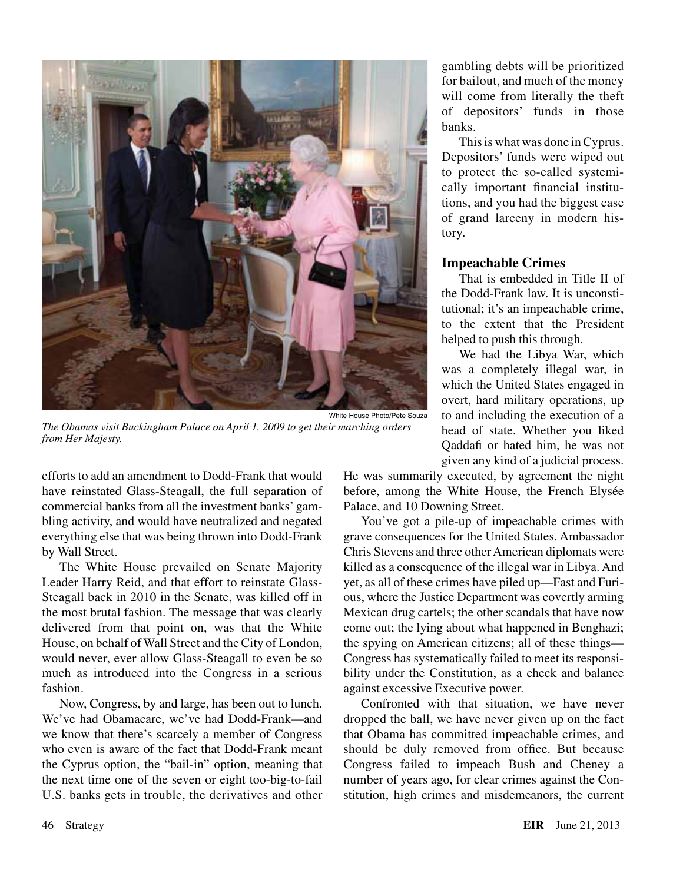White House Photo/Pete Souza

*The Obamas visit Buckingham Palace on April 1, 2009 to get their marching orders from Her Majesty.*

efforts to add an amendment to Dodd-Frank that would have reinstated Glass-Steagall, the full separation of commercial banks from all the investment banks' gambling activity, and would have neutralized and negated everything else that was being thrown into Dodd-Frank by Wall Street.

The White House prevailed on Senate Majority Leader Harry Reid, and that effort to reinstate Glass-Steagall back in 2010 in the Senate, was killed off in the most brutal fashion. The message that was clearly delivered from that point on, was that the White House, on behalf of Wall Street and the City of London, would never, ever allow Glass-Steagall to even be so much as introduced into the Congress in a serious fashion.

Now, Congress, by and large, has been out to lunch. We've had Obamacare, we've had Dodd-Frank—and we know that there's scarcely a member of Congress who even is aware of the fact that Dodd-Frank meant the Cyprus option, the "bail-in" option, meaning that the next time one of the seven or eight too-big-to-fail U.S. banks gets in trouble, the derivatives and other gambling debts will be prioritized for bailout, and much of the money will come from literally the theft of depositors' funds in those banks.

This is what was done in Cyprus. Depositors' funds were wiped out to protect the so-called systemically important financial institutions, and you had the biggest case of grand larceny in modern history.

### Impeachable Crimes

That is embedded in Title II of the Dodd-Frank law. It is unconstitutional; it's an impeachable crime, to the extent that the President helped to push this through.

We had the Libya War, which was a completely illegal war, in which the United States engaged in overt, hard military operations, up to and including the execution of a head of state. Whether you liked Qaddafi or hated him, he was not given any kind of a judicial process. He was summarily executed, by agreement the night before, among the White House, the French Elysée Palace, and 10 Downing Street.

You've got a pile-up of impeachable crimes with grave consequences for the United States. Ambassador Chris Stevens and three other American diplomats were killed as a consequence of the illegal war in Libya. And yet, as all of these crimes have piled up—Fast and Furious, where the Justice Department was covertly arming Mexican drug cartels; the other scandals that have now come out; the lying about what happened in Benghazi; the spying on American citizens; all of these things—Congress has systematically failed to meet its responsibility under the Constitution, as a check and balance against excessive Executive power.

Confronted with that situation, we have never dropped the ball, we have never given up on the fact that Obama has committed impeachable crimes, and should be duly removed from office. But because Congress failed to impeach Bush and Cheney a number of years ago, for clear crimes against the Constitution, high crimes and misdemeanors, the current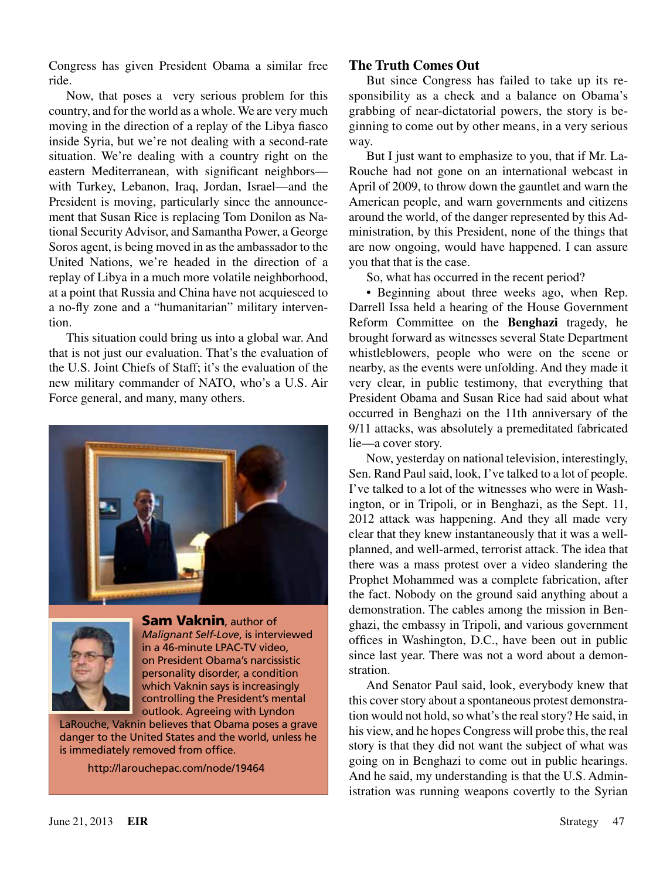Congress has given President Obama a similar free ride.

Now, that poses a very serious problem for this country, and for the world as a whole. We are very much moving in the direction of a replay of the Libya fiasco inside Syria, but we're not dealing with a second-rate situation. We're dealing with a country right on the eastern Mediterranean, with significant neighbors—with Turkey, Lebanon, Iraq, Jordan, Israel—and the President is moving, particularly since the announcement that Susan Rice is replacing Tom Donilon as National Security Advisor, and Samantha Power, a George Soros agent, is being moved in as the ambassador to the United Nations, we're headed in the direction of a replay of Libya in a much more volatile neighborhood, at a point that Russia and China have not acquiesced to a no-fly zone and a "humanitarian" military intervention.

This situation could bring us into a global war. And that is not just our evaluation. That's the evaluation of the U.S. Joint Chiefs of Staff; it's the evaluation of the new military commander of NATO, who's a U.S. Air Force general, and many, many others.

**Sam Vaknin**, author of *Malignant Self-Love*, is interviewed in a 46-minute LPAC-TV video, on President Obama's narcissistic personality disorder, a condition which Vaknin says is increasingly controlling the President's mental outlook. Agreeing with Lyndon LaRouche, Vaknin believes that Obama poses a grave danger to the United States and the world, unless he is immediately removed from office.

http://larouchepac.com/node/19464

## The Truth Comes Out

But since Congress has failed to take up its responsibility as a check and a balance on Obama's grabbing of near-dictatorial powers, the story is beginning to come out by other means, in a very serious way.

But I just want to emphasize to you, that if Mr. LaRouche had not gone on an international webcast in April of 2009, to throw down the gauntlet and warn the American people, and warn governments and citizens around the world, of the danger represented by this Administration, by this President, none of the things that are now ongoing, would have happened. I can assure you that that is the case.

So, what has occurred in the recent period?

• Beginning about three weeks ago, when Rep. Darrell Issa held a hearing of the House Government Reform Committee on the **Benghazi** tragedy, he brought forward as witnesses several State Department whistleblowers, people who were on the scene or nearby, as the events were unfolding. And they made it very clear, in public testimony, that everything that President Obama and Susan Rice had said about what occurred in Benghazi on the 11th anniversary of the 9/11 attacks, was absolutely a premeditated fabricated lie—a cover story.

Now, yesterday on national television, interestingly, Sen. Rand Paul said, look, I've talked to a lot of people. I've talked to a lot of the witnesses who were in Washington, or in Tripoli, or in Benghazi, as the Sept. 11, 2012 attack was happening. And they all made very clear that they knew instantaneously that it was a well-planned, and well-armed, terrorist attack. The idea that there was a mass protest over a video slandering the Prophet Mohammed was a complete fabrication, after the fact. Nobody on the ground said anything about a demonstration. The cables among the mission in Benghazi, the embassy in Tripoli, and various government offices in Washington, D.C., have been out in public since last year. There was not a word about a demonstration.

And Senator Paul said, look, everybody knew that this cover story about a spontaneous protest demonstration would not hold, so what's the real story? He said, in his view, and he hopes Congress will probe this, the real story is that they did not want the subject of what was going on in Benghazi to come out in public hearings. And he said, my understanding is that the U.S. Administration was running weapons covertly to the Syrian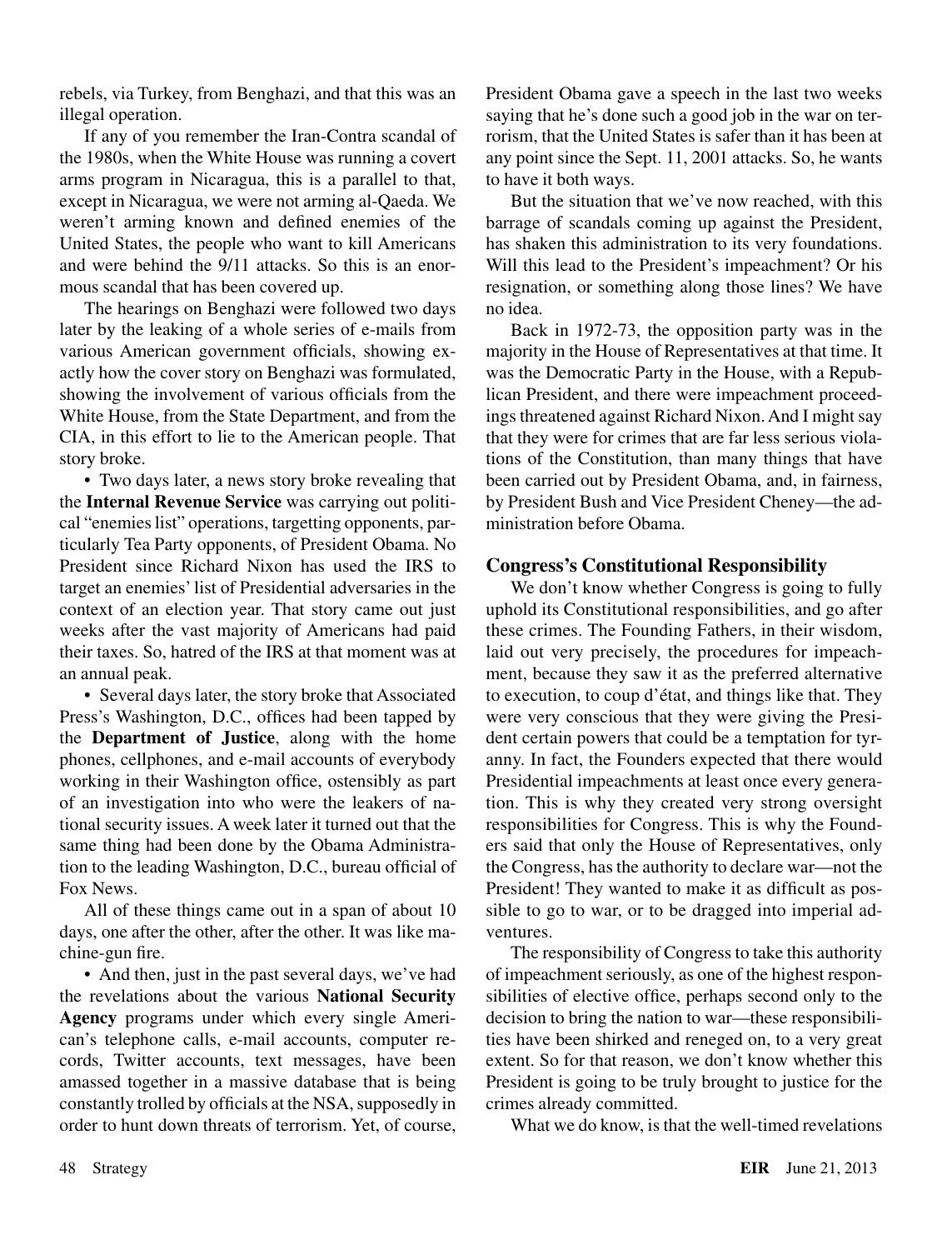rebels, via Turkey, from Benghazi, and that this was an illegal operation.

If any of you remember the Iran-Contra scandal of the 1980s, when the White House was running a covert arms program in Nicaragua, this is a parallel to that, except in Nicaragua, we were not arming al-Qaeda. We weren't arming known and defined enemies of the United States, the people who want to kill Americans and were behind the 9/11 attacks. So this is an enormous scandal that has been covered up.

The hearings on Benghazi were followed two days later by the leaking of a whole series of e-mails from various American government officials, showing exactly how the cover story on Benghazi was formulated, showing the involvement of various officials from the White House, from the State Department, and from the CIA, in this effort to lie to the American people. That story broke.

- Two days later, a news story broke revealing that the **Internal Revenue Service** was carrying out political "enemies list" operations, targetting opponents, particularly Tea Party opponents, of President Obama. No President since Richard Nixon has used the IRS to target an enemies' list of Presidential adversaries in the context of an election year. That story came out just weeks after the vast majority of Americans had paid their taxes. So, hatred of the IRS at that moment was at an annual peak.

- Several days later, the story broke that Associated Press's Washington, D.C., offices had been tapped by the **Department of Justice**, along with the home phones, cellphones, and e-mail accounts of everybody working in their Washington office, ostensibly as part of an investigation into who were the leakers of national security issues. A week later it turned out that the same thing had been done by the Obama Administration to the leading Washington, D.C., bureau official of Fox News.

All of these things came out in a span of about 10 days, one after the other, after the other. It was like machine-gun fire.

- And then, just in the past several days, we've had the revelations about the various **National Security Agency** programs under which every single American's telephone calls, e-mail accounts, computer records, Twitter accounts, text messages, have been amassed together in a massive database that is being constantly trolled by officials at the NSA, supposedly in order to hunt down threats of terrorism. Yet, of course, President Obama gave a speech in the last two weeks saying that he's done such a good job in the war on terrorism, that the United States is safer than it has been at any point since the Sept. 11, 2001 attacks. So, he wants to have it both ways.

But the situation that we've now reached, with this barrage of scandals coming up against the President, has shaken this administration to its very foundations. Will this lead to the President's impeachment? Or his resignation, or something along those lines? We have no idea.

Back in 1972-73, the opposition party was in the majority in the House of Representatives at that time. It was the Democratic Party in the House, with a Republican President, and there were impeachment proceedings threatened against Richard Nixon. And I might say that they were for crimes that are far less serious violations of the Constitution, than many things that have been carried out by President Obama, and, in fairness, by President Bush and Vice President Cheney—the administration before Obama.

## Congress's Constitutional Responsibility

We don't know whether Congress is going to fully uphold its Constitutional responsibilities, and go after these crimes. The Founding Fathers, in their wisdom, laid out very precisely, the procedures for impeachment, because they saw it as the preferred alternative to execution, to coup d'état, and things like that. They were very conscious that they were giving the President certain powers that could be a temptation for tyranny. In fact, the Founders expected that there would Presidential impeachments at least once every generation. This is why they created very strong oversight responsibilities for Congress. This is why the Founders said that only the House of Representatives, only the Congress, has the authority to declare war—not the President! They wanted to make it as difficult as possible to go to war, or to be dragged into imperial adventures.

The responsibility of Congress to take this authority of impeachment seriously, as one of the highest responsibilities of elective office, perhaps second only to the decision to bring the nation to war—these responsibilities have been shirked and reneged on, to a very great extent. So for that reason, we don't know whether this President is going to be truly brought to justice for the crimes already committed.

What we do know, is that the well-timed revelations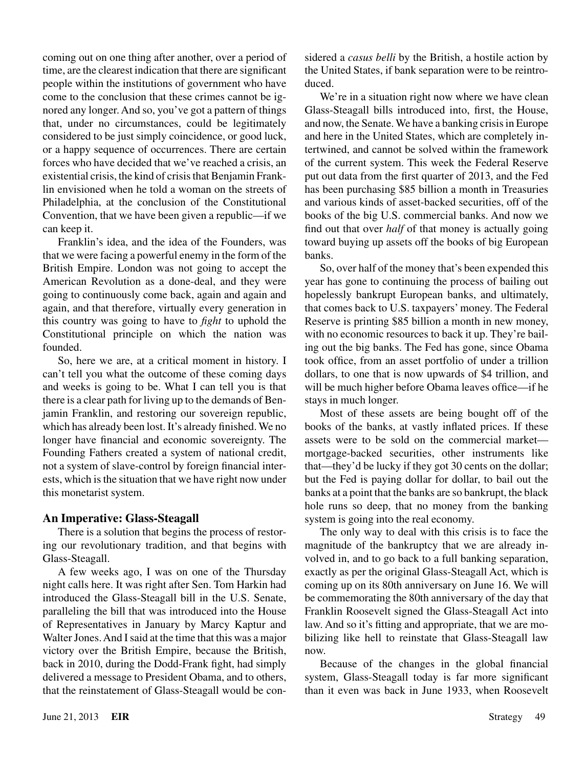coming out on one thing after another, over a period of time, are the clearest indication that there are significant people within the institutions of government who have come to the conclusion that these crimes cannot be ignored any longer. And so, you've got a pattern of things that, under no circumstances, could be legitimately considered to be just simply coincidence, or good luck, or a happy sequence of occurrences. There are certain forces who have decided that we've reached a crisis, an existential crisis, the kind of crisis that Benjamin Franklin envisioned when he told a woman on the streets of Philadelphia, at the conclusion of the Constitutional Convention, that we have been given a republic—if we can keep it.

Franklin's idea, and the idea of the Founders, was that we were facing a powerful enemy in the form of the British Empire. London was not going to accept the American Revolution as a done-deal, and they were going to continuously come back, again and again and again, and that therefore, virtually every generation in this country was going to have to *fight* to uphold the Constitutional principle on which the nation was founded.

So, here we are, at a critical moment in history. I can't tell you what the outcome of these coming days and weeks is going to be. What I can tell you is that there is a clear path for living up to the demands of Benjamin Franklin, and restoring our sovereign republic, which has already been lost. It's already finished. We no longer have financial and economic sovereignty. The Founding Fathers created a system of national credit, not a system of slave-control by foreign financial interests, which is the situation that we have right now under this monetarist system.

### An Imperative: Glass-Steagall

There is a solution that begins the process of restoring our revolutionary tradition, and that begins with Glass-Steagall.

A few weeks ago, I was on one of the Thursday night calls here. It was right after Sen. Tom Harkin had introduced the Glass-Steagall bill in the U.S. Senate, paralleling the bill that was introduced into the House of Representatives in January by Marcy Kaptur and Walter Jones. And I said at the time that this was a major victory over the British Empire, because the British, back in 2010, during the Dodd-Frank fight, had simply delivered a message to President Obama, and to others, that the reinstatement of Glass-Steagall would be considered a *casus belli* by the British, a hostile action by the United States, if bank separation were to be reintroduced.

We're in a situation right now where we have clean Glass-Steagall bills introduced into, first, the House, and now, the Senate. We have a banking crisis in Europe and here in the United States, which are completely intertwined, and cannot be solved within the framework of the current system. This week the Federal Reserve put out data from the first quarter of 2013, and the Fed has been purchasing $85 billion a month in Treasuries and various kinds of asset-backed securities, off of the books of the big U.S. commercial banks. And now we find out that over *half* of that money is actually going toward buying up assets off the books of big European banks.

So, over half of the money that's been expended this year has gone to continuing the process of bailing out hopelessly bankrupt European banks, and ultimately, that comes back to U.S. taxpayers' money. The Federal Reserve is printing $85 billion a month in new money, with no economic resources to back it up. They're bailing out the big banks. The Fed has gone, since Obama took office, from an asset portfolio of under a trillion dollars, to one that is now upwards of $4 trillion, and will be much higher before Obama leaves office—if he stays in much longer.

Most of these assets are being bought off of the books of the banks, at vastly inflated prices. If these assets were to be sold on the commercial market—mortgage-backed securities, other instruments like that—they'd be lucky if they got 30 cents on the dollar; but the Fed is paying dollar for dollar, to bail out the banks at a point that the banks are so bankrupt, the black hole runs so deep, that no money from the banking system is going into the real economy.

The only way to deal with this crisis is to face the magnitude of the bankruptcy that we are already involved in, and to go back to a full banking separation, exactly as per the original Glass-Steagall Act, which is coming up on its 80th anniversary on June 16. We will be commemorating the 80th anniversary of the day that Franklin Roosevelt signed the Glass-Steagall Act into law. And so it's fitting and appropriate, that we are mobilizing like hell to reinstate that Glass-Steagall law now.

Because of the changes in the global financial system, Glass-Steagall today is far more significant than it even was back in June 1933, when Roosevelt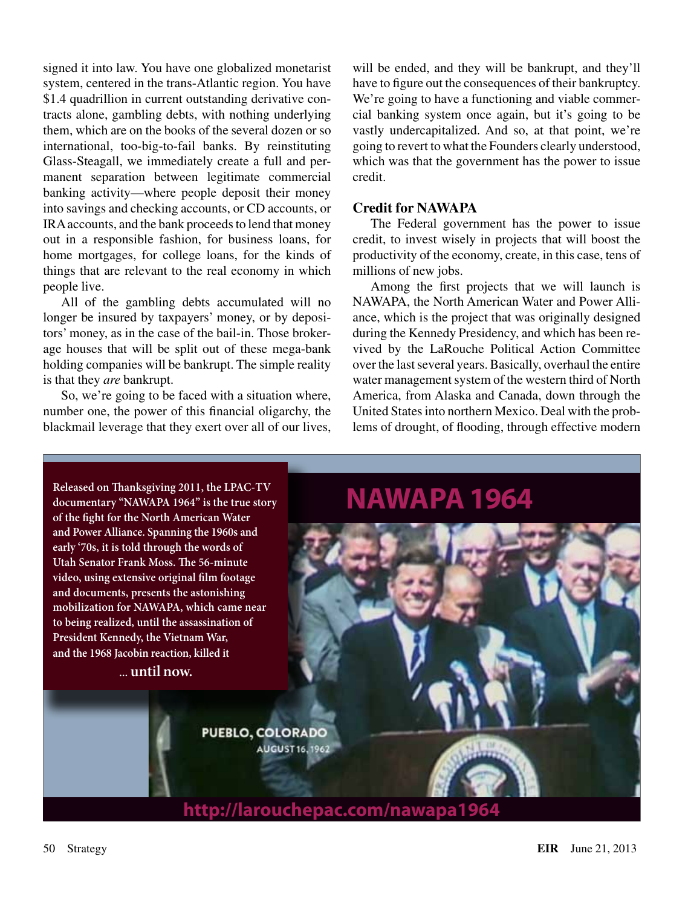signed it into law. You have one globalized monetarist system, centered in the trans-Atlantic region. You have $1.4 quadrillion in current outstanding derivative contracts alone, gambling debts, with nothing underlying them, which are on the books of the several dozen or so international, too-big-to-fail banks. By reinstituting Glass-Steagall, we immediately create a full and permanent separation between legitimate commercial banking activity—where people deposit their money into savings and checking accounts, or CD accounts, or IRA accounts, and the bank proceeds to lend that money out in a responsible fashion, for business loans, for home mortgages, for college loans, for the kinds of things that are relevant to the real economy in which people live.

All of the gambling debts accumulated will no longer be insured by taxpayers' money, or by depositors' money, as in the case of the bail-in. Those brokerage houses that will be split out of these mega-bank holding companies will be bankrupt. The simple reality is that they *are* bankrupt.

So, we're going to be faced with a situation where, number one, the power of this financial oligarchy, the blackmail leverage that they exert over all of our lives, will be ended, and they will be bankrupt, and they'll have to figure out the consequences of their bankruptcy. We're going to have a functioning and viable commercial banking system once again, but it's going to be vastly undercapitalized. And so, at that point, we're going to revert to what the Founders clearly understood, which was that the government has the power to issue credit.

### Credit for NAWAPA

The Federal government has the power to issue credit, to invest wisely in projects that will boost the productivity of the economy, create, in this case, tens of millions of new jobs.

Among the first projects that we will launch is NAWAPA, the North American Water and Power Alliance, which is the project that was originally designed during the Kennedy Presidency, and which has been revived by the LaRouche Political Action Committee over the last several years. Basically, overhaul the entire water management system of the western third of North America, from Alaska and Canada, down through the United States into northern Mexico. Deal with the problems of drought, of flooding, through effective modern

**Released on Thanksgiving 2011, the LPAC-TV documentary "NAWAPA 1964" is the true story of the fight for the North American Water and Power Alliance. Spanning the 1960s and early '70s, it is told through the words of Utah Senator Frank Moss. The 56-minute video, using extensive original film footage and documents, presents the astonishing mobilization for NAWAPA, which came near to being realized, until the assassination of President Kennedy, the Vietnam War, and the 1968 Jacobin reaction, killed it**

**... until now.**

**NAWAPA 1964**

PUEBLO, COLORADO
AUGUST 16, 1962

**http://larouchepac.com/nawapa1964**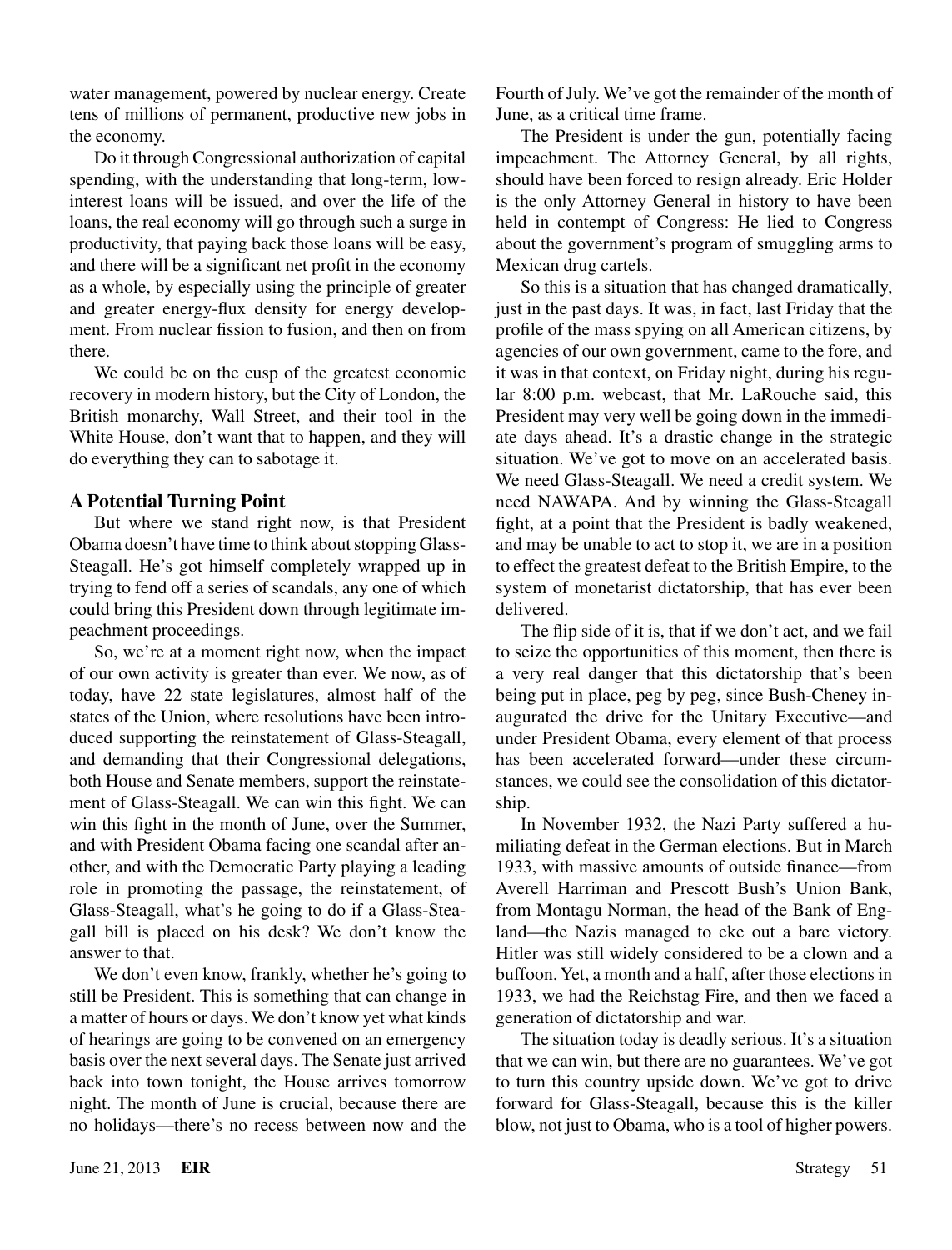water management, powered by nuclear energy. Create tens of millions of permanent, productive new jobs in the economy.

Do it through Congressional authorization of capital spending, with the understanding that long-term, low-interest loans will be issued, and over the life of the loans, the real economy will go through such a surge in productivity, that paying back those loans will be easy, and there will be a significant net profit in the economy as a whole, by especially using the principle of greater and greater energy-flux density for energy development. From nuclear fission to fusion, and then on from there.

We could be on the cusp of the greatest economic recovery in modern history, but the City of London, the British monarchy, Wall Street, and their tool in the White House, don't want that to happen, and they will do everything they can to sabotage it.

### A Potential Turning Point

But where we stand right now, is that President Obama doesn't have time to think about stopping Glass-Steagall. He's got himself completely wrapped up in trying to fend off a series of scandals, any one of which could bring this President down through legitimate impeachment proceedings.

So, we're at a moment right now, when the impact of our own activity is greater than ever. We now, as of today, have 22 state legislatures, almost half of the states of the Union, where resolutions have been introduced supporting the reinstatement of Glass-Steagall, and demanding that their Congressional delegations, both House and Senate members, support the reinstatement of Glass-Steagall. We can win this fight. We can win this fight in the month of June, over the Summer, and with President Obama facing one scandal after another, and with the Democratic Party playing a leading role in promoting the passage, the reinstatement, of Glass-Steagall, what's he going to do if a Glass-Steagall bill is placed on his desk? We don't know the answer to that.

We don't even know, frankly, whether he's going to still be President. This is something that can change in a matter of hours or days. We don't know yet what kinds of hearings are going to be convened on an emergency basis over the next several days. The Senate just arrived back into town tonight, the House arrives tomorrow night. The month of June is crucial, because there are no holidays—there's no recess between now and the Fourth of July. We've got the remainder of the month of June, as a critical time frame.

The President is under the gun, potentially facing impeachment. The Attorney General, by all rights, should have been forced to resign already. Eric Holder is the only Attorney General in history to have been held in contempt of Congress: He lied to Congress about the government's program of smuggling arms to Mexican drug cartels.

So this is a situation that has changed dramatically, just in the past days. It was, in fact, last Friday that the profile of the mass spying on all American citizens, by agencies of our own government, came to the fore, and it was in that context, on Friday night, during his regular 8:00 p.m. webcast, that Mr. LaRouche said, this President may very well be going down in the immediate days ahead. It's a drastic change in the strategic situation. We've got to move on an accelerated basis. We need Glass-Steagall. We need a credit system. We need NAWAPA. And by winning the Glass-Steagall fight, at a point that the President is badly weakened, and may be unable to act to stop it, we are in a position to effect the greatest defeat to the British Empire, to the system of monetarist dictatorship, that has ever been delivered.

The flip side of it is, that if we don't act, and we fail to seize the opportunities of this moment, then there is a very real danger that this dictatorship that's been being put in place, peg by peg, since Bush-Cheney inaugurated the drive for the Unitary Executive—and under President Obama, every element of that process has been accelerated forward—under these circumstances, we could see the consolidation of this dictatorship.

In November 1932, the Nazi Party suffered a humiliating defeat in the German elections. But in March 1933, with massive amounts of outside finance—from Averell Harriman and Prescott Bush's Union Bank, from Montagu Norman, the head of the Bank of England—the Nazis managed to eke out a bare victory. Hitler was still widely considered to be a clown and a buffoon. Yet, a month and a half, after those elections in 1933, we had the Reichstag Fire, and then we faced a generation of dictatorship and war.

The situation today is deadly serious. It's a situation that we can win, but there are no guarantees. We've got to turn this country upside down. We've got to drive forward for Glass-Steagall, because this is the killer blow, not just to Obama, who is a tool of higher powers.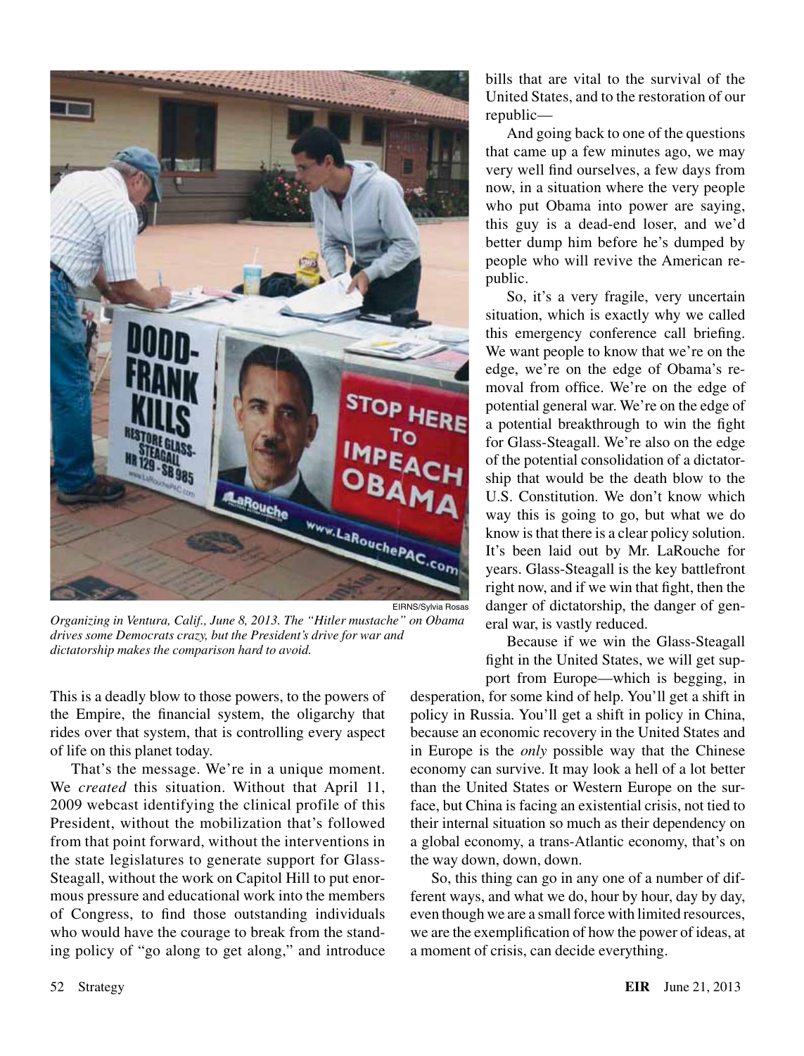EIRNS/Sylvia Rosas

*Organizing in Ventura, Calif., June 8, 2013. The "Hitler mustache" on Obama drives some Democrats crazy, but the President's drive for war and dictatorship makes the comparison hard to avoid.*

This is a deadly blow to those powers, to the powers of the Empire, the financial system, the oligarchy that rides over that system, that is controlling every aspect of life on this planet today.

That's the message. We're in a unique moment. We *created* this situation. Without that April 11, 2009 webcast identifying the clinical profile of this President, without the mobilization that's followed from that point forward, without the interventions in the state legislatures to generate support for Glass-Steagall, without the work on Capitol Hill to put enormous pressure and educational work into the members of Congress, to find those outstanding individuals who would have the courage to break from the standing policy of "go along to get along," and introduce bills that are vital to the survival of the United States, and to the restoration of our republic—

And going back to one of the questions that came up a few minutes ago, we may very well find ourselves, a few days from now, in a situation where the very people who put Obama into power are saying, this guy is a dead-end loser, and we'd better dump him before he's dumped by people who will revive the American republic.

So, it's a very fragile, very uncertain situation, which is exactly why we called this emergency conference call briefing. We want people to know that we're on the edge, we're on the edge of Obama's removal from office. We're on the edge of potential general war. We're on the edge of a potential breakthrough to win the fight for Glass-Steagall. We're also on the edge of the potential consolidation of a dictatorship that would be the death blow to the U.S. Constitution. We don't know which way this is going to go, but what we do know is that there is a clear policy solution. It's been laid out by Mr. LaRouche for years. Glass-Steagall is the key battlefront right now, and if we win that fight, then the danger of dictatorship, the danger of general war, is vastly reduced.

Because if we win the Glass-Steagall fight in the United States, we will get support from Europe—which is begging, in desperation, for some kind of help. You'll get a shift in policy in Russia. You'll get a shift in policy in China, because an economic recovery in the United States and in Europe is the *only* possible way that the Chinese economy can survive. It may look a hell of a lot better than the United States or Western Europe on the surface, but China is facing an existential crisis, not tied to their internal situation so much as their dependency on a global economy, a trans-Atlantic economy, that's on the way down, down, down.

So, this thing can go in any one of a number of different ways, and what we do, hour by hour, day by day, even though we are a small force with limited resources, we are the exemplification of how the power of ideas, at a moment of crisis, can decide everything.